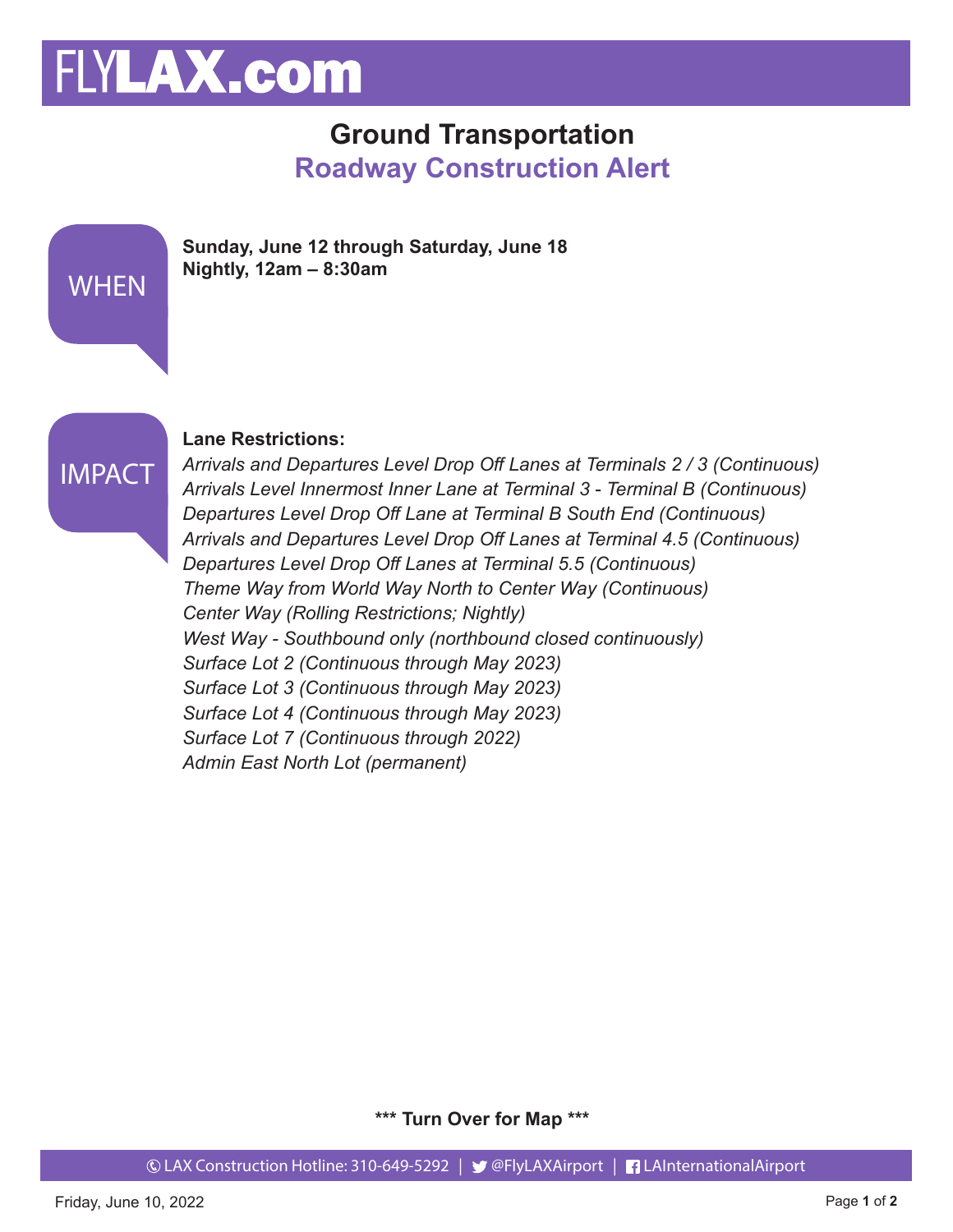# FLYLAX.com

## Ground Transportation

## Roadway Construction Alert

WHEN

**Sunday, June 12 through Saturday, June 18**
**Nightly, 12am – 8:30am**

IMPACT

**Lane Restrictions:**

*Arrivals and Departures Level Drop Off Lanes at Terminals 2 / 3 (Continuous)*
*Arrivals Level Innermost Inner Lane at Terminal 3 - Terminal B (Continuous)*
*Departures Level Drop Off Lane at Terminal B South End (Continuous)*
*Arrivals and Departures Level Drop Off Lanes at Terminal 4.5 (Continuous)*
*Departures Level Drop Off Lanes at Terminal 5.5 (Continuous)*
*Theme Way from World Way North to Center Way (Continuous)*
*Center Way (Rolling Restrictions; Nightly)*
*West Way - Southbound only (northbound closed continuously)*
*Surface Lot 2 (Continuous through May 2023)*
*Surface Lot 3 (Continuous through May 2023)*
*Surface Lot 4 (Continuous through May 2023)*
*Surface Lot 7 (Continuous through 2022)*
*Admin East North Lot (permanent)*

**\*** Turn Over for Map \*\*\***

LAX Construction Hotline: 310-649-5292 | @FlyLAXAirport | LAInternationalAirport

Friday, June 10, 2022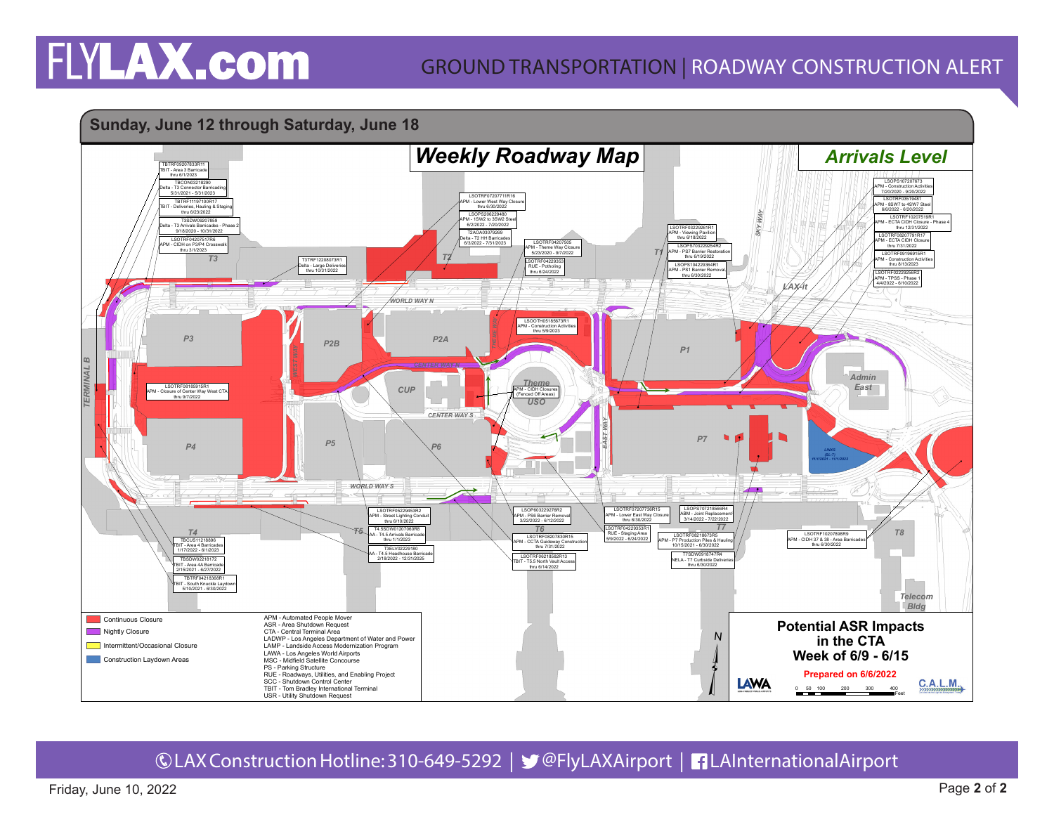# FLYLAX.com

## GROUND TRANSPORTATION | ROADWAY CONSTRUCTION ALERT

### Sunday, June 12 through Saturday, June 18

## Weekly Roadway Map

## Arrivals Level

TBTRF09207833R11
TBIT - Area 3 Barricade
thru 6/1/2023

TBCON03218290
Delta - T3 Connector Barricading
5/31/2021 - 5/31/2023

TBTRF11197100R17
TBIT - Deliveries, Hauling & Staging
thru 6/23/2022

T3SDW09207859
Delta - T3 Arrivals Barricades - Phase 2
9/18/2020 - 10/31/2022

LSOTRF04207517R6
APM - CIDH on P3/P4 Crosswalk
thru 3/1/2023

T3TRF12208073R1
Delta - Large Deliveries
thru 10/31/2022

LSOTRF07207711R16
APM - Lower West Way Closure
thru 6/30/2022

LSOPS2206229480
APM - 1SW2 to 3SW2 Steel
6/2/2022 - 7/20/2022

T2AOA03079269
Delta - T2 HH Barricades
6/3/2022 - 7/31/2023

LSOTRF04207505
APM - Theme Way Closure
5/23/2020 - 9/7/2022

LSOTRF04229353
RUE - Potholing
thru 6/24/2022

LSOTRF03229261R1
APM - Viewing Pavilion
thru 6/18/2022

LSOPS7032292542
APM - PS7 Barrier Restoration
thru 6/19/2022

LSOPS104229364R1
APM - PS1 Barrier Removal
thru 6/30/2022

LSOPS107207673
APM - Construction Activities
7/20/2020 - 9/20/2022

LSOTRF03519481
APM - 8SW7 to 4SW7 Steel
6/6/2022 - 6/20/2022

LSOTRF10207519R1
APM - ECTA CIDH Closure - Phase 4
thru 12/31/2022

LSOTRF08207791R17
APM - ECTA CIDH Closure
thru 7/31/2022

LSOTRF09196915R1
APM - Construction Activities
thru 8/13/2023

LSOTRF02229259R2
APM - TPSS - Phase 1
4/4/2022 - 6/10/2022

LSOOTH05185673R1
APM - Construction Activities
thru 5/9/2023

LSOTRF08185915R1
APM - Closure of Center Way West CTA
thru 9/7/2022

APM - CIDH Closures
(Fenced Off Areas)

LINKS
(SL-7)
11/1/2021 - 11/1/2022

LSOTRF05229453R2
APM - Street Lighting Conduit
thru 6/10/2022

T4.5SDW01207060R8
AA - T4.5 Arrivals Barricade
thru 1/1/2023

T3ELV02229180
AA - T4.5 Headhouse Barricade
2/18/2022 - 12/31/2025

TBCUS11218896
TBIT - Area 4 Barricades
1/17/2022 - 6/1/2023

TBSDW02218172
TBIT - Area 4A Barricade
2/15/2021 - 6/27/2022

TBTRF04218368R1
TBIT - South Knuckle Laydown
5/10/2021 - 6/30/2022

LSOP603229276R2
APM - PS6 Barrier Removal
3/22/2022 - 6/12/2022

LSOTRF08207830R15
APM - CCTA Guideway Construction
thru 7/31/2022

LSOTRF06218582R13
TBIT - T5.5 North Vault Access
thru 6/14/2022

LSOTRF07207736R15
APM - Lower East Way Closure
thru 6/30/2022

LSOTRF04229353R1
RUE - Staging Area
5/9/2022 - 6/24/2022

LSOPS707218566R4
ABM - Joint Replacement
3/14/2022 - 7/22/2022

LSOTRF08218673R5
APM - P7 Production Piles & Hauling
10/15/2021 - 6/30/2022

T7SDW0918747R4
NELA - T7 Curbside Deliveries
thru 6/30/2022

LSOTRF10207898R9
APM - CIDH 37 & 38 - Area Barricades
thru 6/30/2022

T3 T2 T1 T4 T5 T6 T7 T8 TERMINAL B
WORLD WAY N
WORLD WAY S
CENTER WAY S
SKY WAY
EAST WAY
LAX-it
P1 P2A P2B P3 P4 P5 P6 P7
CUP
Theme USO
Admin East
Telecom Bldg

- Continuous Closure
- Nightly Closure
- Intermittent/Occasional Closure
- Construction Laydown Areas

APM - Automated People Mover
ASR - Area Shutdown Request
CTA - Central Terminal Area
LADWP - Los Angeles Department of Water and Power
LAMP - Landside Access Modernization Program
LAWA - Los Angeles World Airports
MSC - Midfield Satellite Concourse
PS - Parking Structure
RUE - Roadways, Utilities, and Enabling Project
SCC - Shutdown Control Center
TBIT - Tom Bradley International Terminal
USR - Utility Shutdown Request

**Potential ASR Impacts in the CTA Week of 6/9 - 6/15**

Prepared on 6/6/2022

N

0 50 100 200 300 400 Feet

LAWA

C.A.L.M.

LAX Construction Hotline: 310-649-5292 | @FlyLAXAirport | LAInternationalAirport

Friday, June 10, 2022